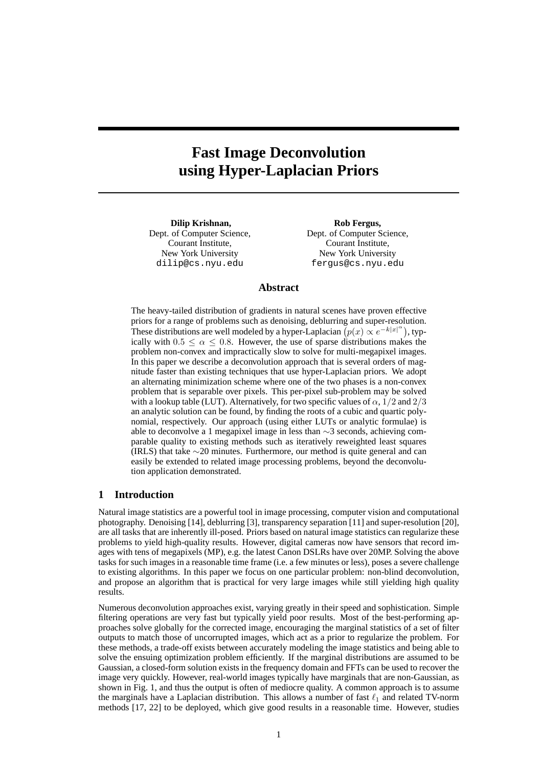# Fast Image Deconvolution using Hyper-Laplacian Priors

**Dilip Krishnan,**
Dept. of Computer Science,
Courant Institute,
New York University
`dilip@cs.nyu.edu`

**Rob Fergus,**
Dept. of Computer Science,
Courant Institute,
New York University
`fergus@cs.nyu.edu`

## Abstract

The heavy-tailed distribution of gradients in natural scenes have proven effective priors for a range of problems such as denoising, deblurring and super-resolution. These distributions are well modeled by a hyper-Laplacian $\left(p(x) \propto e^{-k|x|^\alpha}\right)$, typically with $0.5 \leq \alpha \leq 0.8$. However, the use of sparse distributions makes the problem non-convex and impractically slow to solve for multi-megapixel images. In this paper we describe a deconvolution approach that is several orders of magnitude faster than existing techniques that use hyper-Laplacian priors. We adopt an alternating minimization scheme where one of the two phases is a non-convex problem that is separable over pixels. This per-pixel sub-problem may be solved with a lookup table (LUT). Alternatively, for two specific values of $\alpha$, $1/2$ and $2/3$ an analytic solution can be found, by finding the roots of a cubic and quartic polynomial, respectively. Our approach (using either LUTs or analytic formulae) is able to deconvolve a 1 megapixel image in less than ∼3 seconds, achieving comparable quality to existing methods such as iteratively reweighted least squares (IRLS) that take ∼20 minutes. Furthermore, our method is quite general and can easily be extended to related image processing problems, beyond the deconvolution application demonstrated.

## 1 Introduction

Natural image statistics are a powerful tool in image processing, computer vision and computational photography. Denoising [14], deblurring [3], transparency separation [11] and super-resolution [20], are all tasks that are inherently ill-posed. Priors based on natural image statistics can regularize these problems to yield high-quality results. However, digital cameras now have sensors that record images with tens of megapixels (MP), e.g. the latest Canon DSLRs have over 20MP. Solving the above tasks for such images in a reasonable time frame (i.e. a few minutes or less), poses a severe challenge to existing algorithms. In this paper we focus on one particular problem: non-blind deconvolution, and propose an algorithm that is practical for very large images while still yielding high quality results.

Numerous deconvolution approaches exist, varying greatly in their speed and sophistication. Simple filtering operations are very fast but typically yield poor results. Most of the best-performing approaches solve globally for the corrected image, encouraging the marginal statistics of a set of filter outputs to match those of uncorrupted images, which act as a prior to regularize the problem. For these methods, a trade-off exists between accurately modeling the image statistics and being able to solve the ensuing optimization problem efficiently. If the marginal distributions are assumed to be Gaussian, a closed-form solution exists in the frequency domain and FFTs can be used to recover the image very quickly. However, real-world images typically have marginals that are non-Gaussian, as shown in Fig. 1, and thus the output is often of mediocre quality. A common approach is to assume the marginals have a Laplacian distribution. This allows a number of fast $\ell_1$ and related TV-norm methods [17, 22] to be deployed, which give good results in a reasonable time. However, studies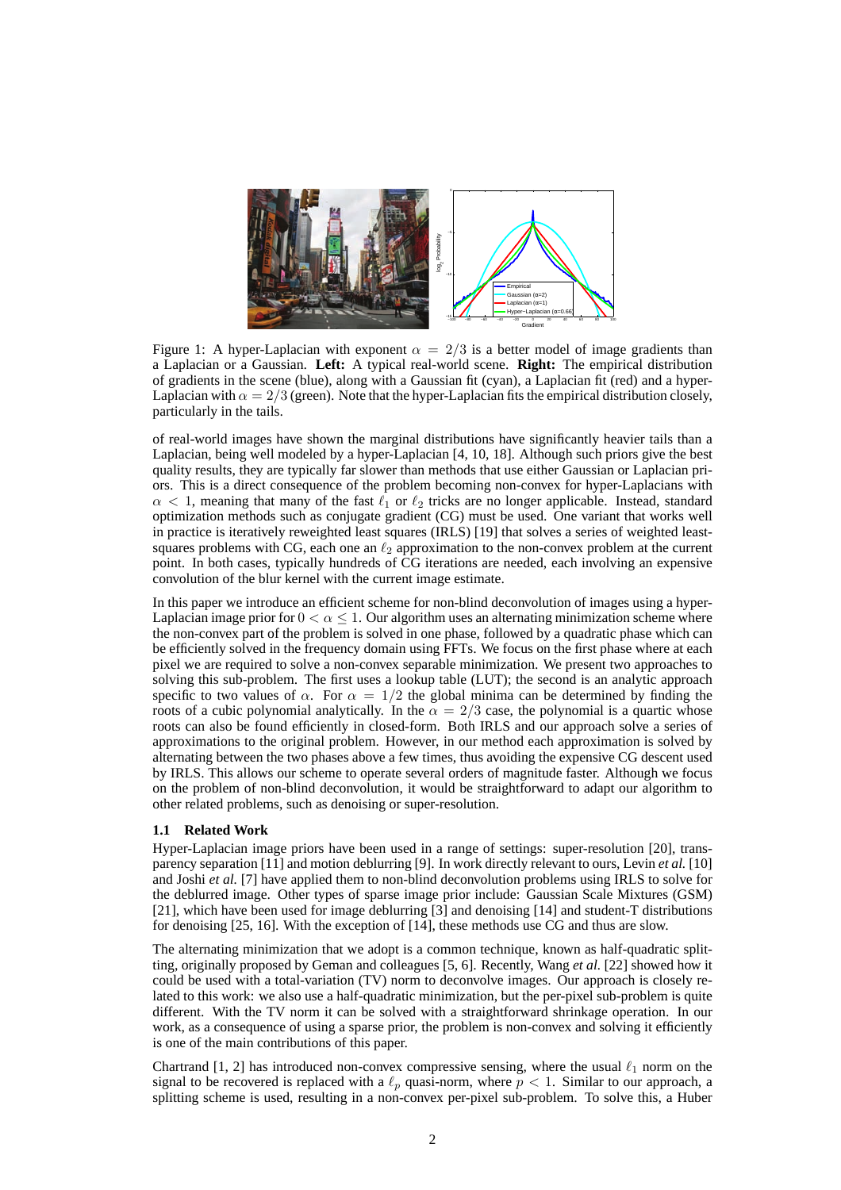Figure 1: A hyper-Laplacian with exponent $\alpha = 2/3$ is a better model of image gradients than a Laplacian or a Gaussian. **Left:** A typical real-world scene. **Right:** The empirical distribution of gradients in the scene (blue), along with a Gaussian fit (cyan), a Laplacian fit (red) and a hyper-Laplacian with $\alpha = 2/3$ (green). Note that the hyper-Laplacian fits the empirical distribution closely, particularly in the tails.

of real-world images have shown the marginal distributions have significantly heavier tails than a Laplacian, being well modeled by a hyper-Laplacian [4, 10, 18]. Although such priors give the best quality results, they are typically far slower than methods that use either Gaussian or Laplacian priors. This is a direct consequence of the problem becoming non-convex for hyper-Laplacians with $\alpha < 1$, meaning that many of the fast $\ell_1$ or $\ell_2$ tricks are no longer applicable. Instead, standard optimization methods such as conjugate gradient (CG) must be used. One variant that works well in practice is iteratively reweighted least squares (IRLS) [19] that solves a series of weighted least-squares problems with CG, each one an $\ell_2$ approximation to the non-convex problem at the current point. In both cases, typically hundreds of CG iterations are needed, each involving an expensive convolution of the blur kernel with the current image estimate.

In this paper we introduce an efficient scheme for non-blind deconvolution of images using a hyper-Laplacian image prior for $0 < \alpha \leq 1$. Our algorithm uses an alternating minimization scheme where the non-convex part of the problem is solved in one phase, followed by a quadratic phase which can be efficiently solved in the frequency domain using FFTs. We focus on the first phase where at each pixel we are required to solve a non-convex separable minimization. We present two approaches to solving this sub-problem. The first uses a lookup table (LUT); the second is an analytic approach specific to two values of $\alpha$. For $\alpha = 1/2$ the global minima can be determined by finding the roots of a cubic polynomial analytically. In the $\alpha = 2/3$ case, the polynomial is a quartic whose roots can also be found efficiently in closed-form. Both IRLS and our approach solve a series of approximations to the original problem. However, in our method each approximation is solved by alternating between the two phases above a few times, thus avoiding the expensive CG descent used by IRLS. This allows our scheme to operate several orders of magnitude faster. Although we focus on the problem of non-blind deconvolution, it would be straightforward to adapt our algorithm to other related problems, such as denoising or super-resolution.

### 1.1 Related Work

Hyper-Laplacian image priors have been used in a range of settings: super-resolution [20], transparency separation [11] and motion deblurring [9]. In work directly relevant to ours, Levin *et al.* [10] and Joshi *et al.* [7] have applied them to non-blind deconvolution problems using IRLS to solve for the deblurred image. Other types of sparse image prior include: Gaussian Scale Mixtures (GSM) [21], which have been used for image deblurring [3] and denoising [14] and student-T distributions for denoising [25, 16]. With the exception of [14], these methods use CG and thus are slow.

The alternating minimization that we adopt is a common technique, known as half-quadratic splitting, originally proposed by Geman and colleagues [5, 6]. Recently, Wang *et al.* [22] showed how it could be used with a total-variation (TV) norm to deconvolve images. Our approach is closely related to this work: we also use a half-quadratic minimization, but the per-pixel sub-problem is quite different. With the TV norm it can be solved with a straightforward shrinkage operation. In our work, as a consequence of using a sparse prior, the problem is non-convex and solving it efficiently is one of the main contributions of this paper.

Chartrand [1, 2] has introduced non-convex compressive sensing, where the usual $\ell_1$ norm on the signal to be recovered is replaced with a $\ell_p$ quasi-norm, where $p < 1$. Similar to our approach, a splitting scheme is used, resulting in a non-convex per-pixel sub-problem. To solve this, a Huber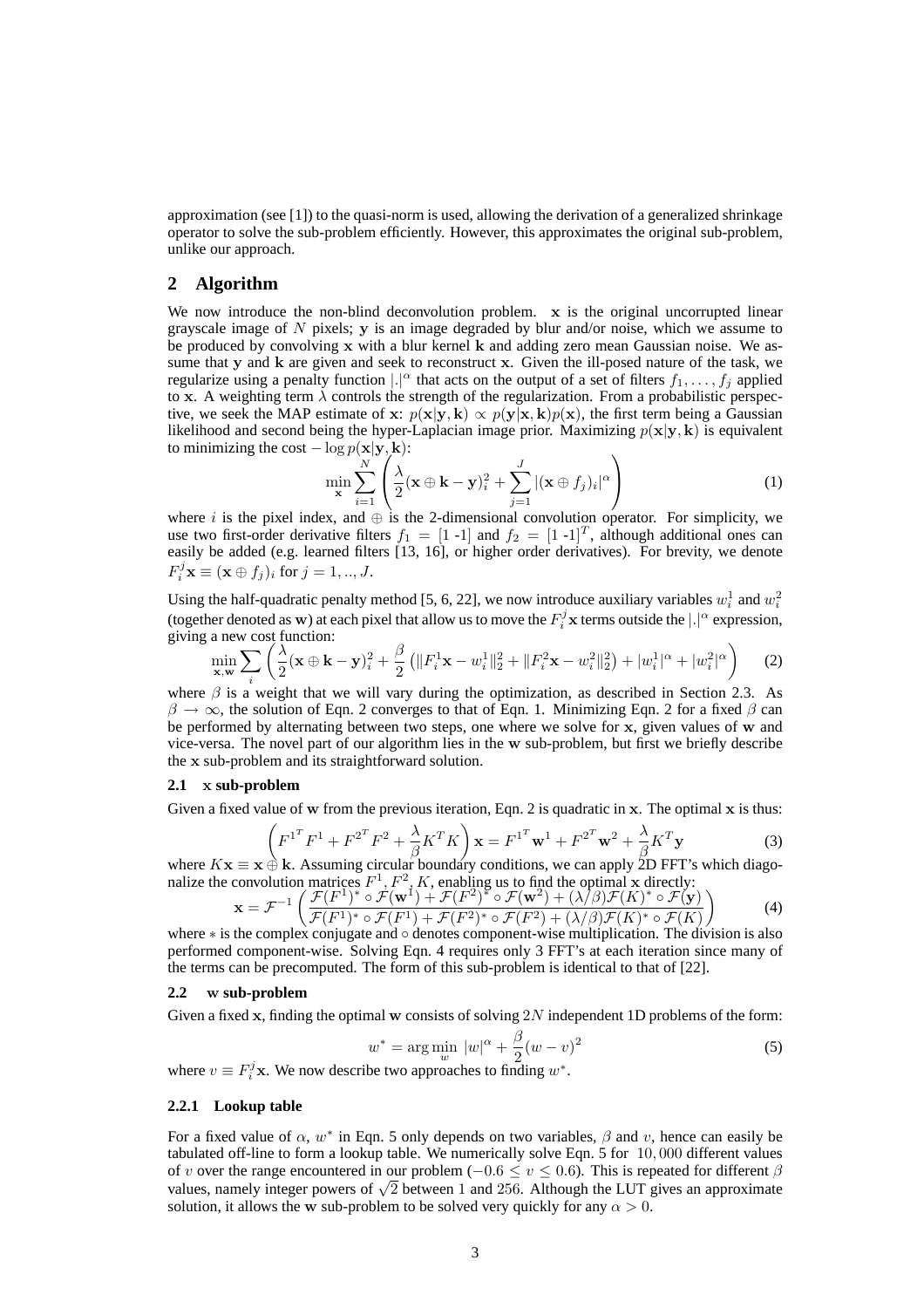approximation (see [1]) to the quasi-norm is used, allowing the derivation of a generalized shrinkage operator to solve the sub-problem efficiently. However, this approximates the original sub-problem, unlike our approach.

## 2 Algorithm

We now introduce the non-blind deconvolution problem. $\mathbf{x}$ is the original uncorrupted linear grayscale image of $N$ pixels; $\mathbf{y}$ is an image degraded by blur and/or noise, which we assume to be produced by convolving $\mathbf{x}$ with a blur kernel $\mathbf{k}$ and adding zero mean Gaussian noise. We assume that $\mathbf{y}$ and $\mathbf{k}$ are given and seek to reconstruct $\mathbf{x}$. Given the ill-posed nature of the task, we regularize using a penalty function $|.|^\alpha$ that acts on the output of a set of filters $f_1, \ldots, f_j$ applied to $\mathbf{x}$. A weighting term $\lambda$ controls the strength of the regularization. From a probabilistic perspective, we seek the MAP estimate of $\mathbf{x}$: $p(\mathbf{x}|\mathbf{y}, \mathbf{k}) \propto p(\mathbf{y}|\mathbf{x}, \mathbf{k})p(\mathbf{x})$, the first term being a Gaussian likelihood and second being the hyper-Laplacian image prior. Maximizing $p(\mathbf{x}|\mathbf{y}, \mathbf{k})$ is equivalent to minimizing the cost $-\log p(\mathbf{x}|\mathbf{y}, \mathbf{k})$:

$$\min_{\mathbf{x}} \sum_{i=1}^{N} \left( \frac{\lambda}{2}(\mathbf{x} \oplus \mathbf{k} - \mathbf{y})_i^2 + \sum_{j=1}^{J} |(\mathbf{x} \oplus f_j)_i|^\alpha \right) \tag{1}$$

where $i$ is the pixel index, and $\oplus$ is the 2-dimensional convolution operator. For simplicity, we use two first-order derivative filters $f_1 = [1 \text{ -}1]$ and $f_2 = [1 \text{ -}1]^T$, although additional ones can easily be added (e.g. learned filters [13, 16], or higher order derivatives). For brevity, we denote $F_i^j \mathbf{x} \equiv (\mathbf{x} \oplus f_j)_i$ for $j = 1, .., J$.

Using the half-quadratic penalty method [5, 6, 22], we now introduce auxiliary variables $w_i^1$ and $w_i^2$ (together denoted as $\mathbf{w}$) at each pixel that allow us to move the $F_i^j \mathbf{x}$ terms outside the $|.|^\alpha$ expression, giving a new cost function:

$$\min_{\mathbf{x}, \mathbf{w}} \sum_i \left( \frac{\lambda}{2}(\mathbf{x} \oplus \mathbf{k} - \mathbf{y})_i^2 + \frac{\beta}{2} \left( \|F_i^1 \mathbf{x} - w_i^1\|_2^2 + \|F_i^2 \mathbf{x} - w_i^2\|_2^2 \right) + |w_i^1|^\alpha + |w_i^2|^\alpha \right) \tag{2}$$

where $\beta$ is a weight that we will vary during the optimization, as described in Section 2.3. As $\beta \to \infty$, the solution of Eqn. 2 converges to that of Eqn. 1. Minimizing Eqn. 2 for a fixed $\beta$ can be performed by alternating between two steps, one where we solve for $\mathbf{x}$, given values of $\mathbf{w}$ and vice-versa. The novel part of our algorithm lies in the $\mathbf{w}$ sub-problem, but first we briefly describe the $\mathbf{x}$ sub-problem and its straightforward solution.

### 2.1 x sub-problem

Given a fixed value of $\mathbf{w}$ from the previous iteration, Eqn. 2 is quadratic in $\mathbf{x}$. The optimal $\mathbf{x}$ is thus:

$$\left( F^{1^T} F^1 + F^{2^T} F^2 + \frac{\lambda}{\beta} K^T K \right) \mathbf{x} = F^{1^T} \mathbf{w}^1 + F^{2^T} \mathbf{w}^2 + \frac{\lambda}{\beta} K^T \mathbf{y} \tag{3}$$

where $K\mathbf{x} \equiv \mathbf{x} \oplus \mathbf{k}$. Assuming circular boundary conditions, we can apply 2D FFT's which diagonalize the convolution matrices $F^1, F^2, K$, enabling us to find the optimal $\mathbf{x}$ directly:

$$\mathbf{x} = \mathcal{F}^{-1} \left( \frac{\mathcal{F}(F^1)^* \circ \mathcal{F}(\mathbf{w}^1) + \mathcal{F}(F^2)^* \circ \mathcal{F}(\mathbf{w}^2) + (\lambda/\beta)\mathcal{F}(K)^* \circ \mathcal{F}(\mathbf{y})}{\mathcal{F}(F^1)^* \circ \mathcal{F}(F^1) + \mathcal{F}(F^2)^* \circ \mathcal{F}(F^2) + (\lambda/\beta)\mathcal{F}(K)^* \circ \mathcal{F}(K)} \right) \tag{4}$$

where $*$ is the complex conjugate and $\circ$ denotes component-wise multiplication. The division is also performed component-wise. Solving Eqn. 4 requires only 3 FFT's at each iteration since many of the terms can be precomputed. The form of this sub-problem is identical to that of [22].

### 2.2 w sub-problem

Given a fixed $\mathbf{x}$, finding the optimal $\mathbf{w}$ consists of solving $2N$ independent 1D problems of the form:

$$w^* = \arg\min_w |w|^\alpha + \frac{\beta}{2}(w - v)^2 \tag{5}$$

where $v \equiv F_i^j \mathbf{x}$. We now describe two approaches to finding $w^*$.

#### 2.2.1 Lookup table

For a fixed value of $\alpha$, $w^*$ in Eqn. 5 only depends on two variables, $\beta$ and $v$, hence can easily be tabulated off-line to form a lookup table. We numerically solve Eqn. 5 for $10,000$ different values of $v$ over the range encountered in our problem ($-0.6 \le v \le 0.6$). This is repeated for different $\beta$ values, namely integer powers of $\sqrt{2}$ between 1 and 256. Although the LUT gives an approximate solution, it allows the $\mathbf{w}$ sub-problem to be solved very quickly for any $\alpha > 0$.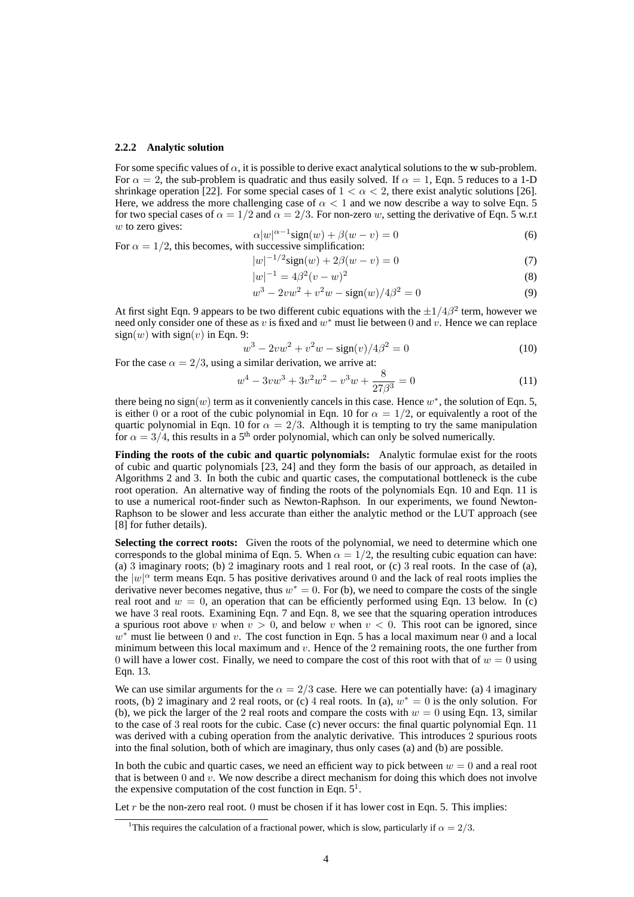### 2.2.2 Analytic solution

For some specific values of $\alpha$, it is possible to derive exact analytical solutions to the $\mathbf{w}$ sub-problem. For $\alpha = 2$, the sub-problem is quadratic and thus easily solved. If $\alpha = 1$, Eqn. 5 reduces to a 1-D shrinkage operation [22]. For some special cases of $1 < \alpha < 2$, there exist analytic solutions [26]. Here, we address the more challenging case of $\alpha < 1$ and we now describe a way to solve Eqn. 5 for two special cases of $\alpha = 1/2$ and $\alpha = 2/3$. For non-zero $w$, setting the derivative of Eqn. 5 w.r.t $w$ to zero gives:

$$\alpha|w|^{\alpha-1}\text{sign}(w) + \beta(w - v) = 0 \tag{6}$$

For $\alpha = 1/2$, this becomes, with successive simplification:

$$|w|^{-1/2}\text{sign}(w) + 2\beta(w - v) = 0 \tag{7}$$

$$|w|^{-1} = 4\beta^2(v - w)^2 \tag{8}$$

$$w^3 - 2vw^2 + v^2w - \text{sign}(w)/4\beta^2 = 0 \tag{9}$$

At first sight Eqn. 9 appears to be two different cubic equations with the $\pm 1/4\beta^2$ term, however we need only consider one of these as $v$ is fixed and $w^*$ must lie between 0 and $v$. Hence we can replace $\text{sign}(w)$ with $\text{sign}(v)$ in Eqn. 9:

$$w^3 - 2vw^2 + v^2w - \text{sign}(v)/4\beta^2 = 0 \tag{10}$$

For the case $\alpha = 2/3$, using a similar derivation, we arrive at:

$$w^4 - 3vw^3 + 3v^2w^2 - v^3w + \frac{8}{27\beta^3} = 0 \tag{11}$$

there being no $\text{sign}(w)$ term as it conveniently cancels in this case. Hence $w^*$, the solution of Eqn. 5, is either 0 or a root of the cubic polynomial in Eqn. 10 for $\alpha = 1/2$, or equivalently a root of the quartic polynomial in Eqn. 10 for $\alpha = 2/3$. Although it is tempting to try the same manipulation for $\alpha = 3/4$, this results in a 5th order polynomial, which can only be solved numerically.

**Finding the roots of the cubic and quartic polynomials:** Analytic formulae exist for the roots of cubic and quartic polynomials [23, 24] and they form the basis of our approach, as detailed in Algorithms 2 and 3. In both the cubic and quartic cases, the computational bottleneck is the cube root operation. An alternative way of finding the roots of the polynomials Eqn. 10 and Eqn. 11 is to use a numerical root-finder such as Newton-Raphson. In our experiments, we found Newton-Raphson to be slower and less accurate than either the analytic method or the LUT approach (see [8] for futher details).

**Selecting the correct roots:** Given the roots of the polynomial, we need to determine which one corresponds to the global minima of Eqn. 5. When $\alpha = 1/2$, the resulting cubic equation can have: (a) 3 imaginary roots; (b) 2 imaginary roots and 1 real root, or (c) 3 real roots. In the case of (a), the $|w|^\alpha$ term means Eqn. 5 has positive derivatives around 0 and the lack of real roots implies the derivative never becomes negative, thus $w^* = 0$. For (b), we need to compare the costs of the single real root and $w = 0$, an operation that can be efficiently performed using Eqn. 13 below. In (c) we have 3 real roots. Examining Eqn. 7 and Eqn. 8, we see that the squaring operation introduces a spurious root above $v$ when $v > 0$, and below $v$ when $v < 0$. This root can be ignored, since $w^*$ must lie between 0 and $v$. The cost function in Eqn. 5 has a local maximum near 0 and a local minimum between this local maximum and $v$. Hence of the 2 remaining roots, the one further from 0 will have a lower cost. Finally, we need to compare the cost of this root with that of $w = 0$ using Eqn. 13.

We can use similar arguments for the $\alpha = 2/3$ case. Here we can potentially have: (a) 4 imaginary roots, (b) 2 imaginary and 2 real roots, or (c) 4 real roots. In (a), $w^* = 0$ is the only solution. For (b), we pick the larger of the 2 real roots and compare the costs with $w = 0$ using Eqn. 13, similar to the case of 3 real roots for the cubic. Case (c) never occurs: the final quartic polynomial Eqn. 11 was derived with a cubing operation from the analytic derivative. This introduces 2 spurious roots into the final solution, both of which are imaginary, thus only cases (a) and (b) are possible.

In both the cubic and quartic cases, we need an efficient way to pick between $w = 0$ and a real root that is between 0 and $v$. We now describe a direct mechanism for doing this which does not involve the expensive computation of the cost function in Eqn. 5[1].

Let $r$ be the non-zero real root. 0 must be chosen if it has lower cost in Eqn. 5. This implies:

[1] This requires the calculation of a fractional power, which is slow, particularly if $\alpha = 2/3$.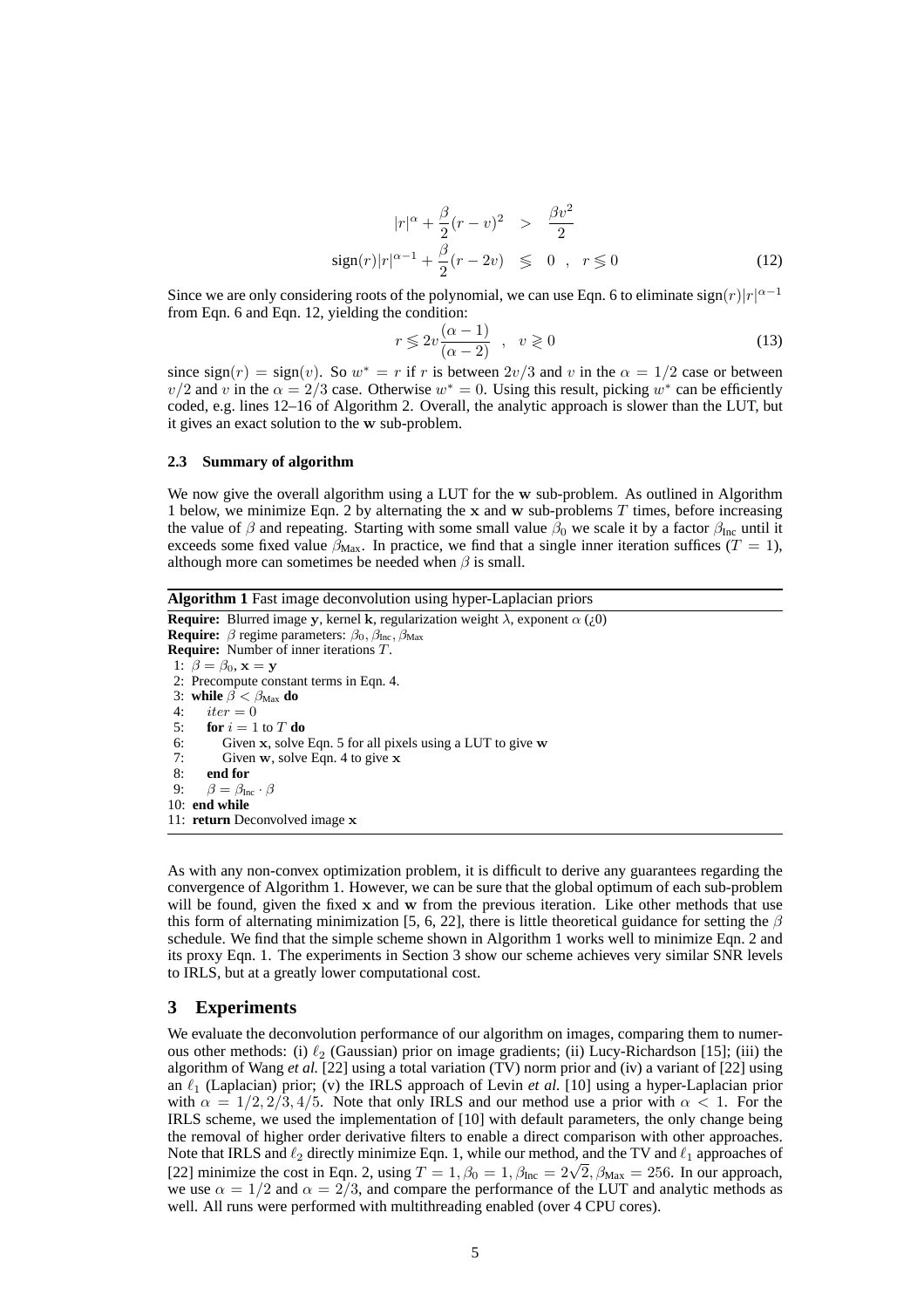$$
\begin{aligned}
|r|^{\alpha} + \frac{\beta}{2}(r-v)^2 &> \frac{\beta v^2}{2} \\
\text{sign}(r)|r|^{\alpha-1} + \frac{\beta}{2}(r-2v) &\lessgtr 0 \quad , \quad r \lessgtr 0
\end{aligned}
\tag{12}
$$

Since we are only considering roots of the polynomial, we can use Eqn. 6 to eliminate $\text{sign}(r)|r|^{\alpha-1}$ from Eqn. 6 and Eqn. 12, yielding the condition:

$$
r \lessgtr 2v\frac{(\alpha-1)}{(\alpha-2)} \quad , \quad v \gtrless 0 \tag{13}
$$

since $\text{sign}(r) = \text{sign}(v)$. So $w^* = r$ if $r$ is between $2v/3$ and $v$ in the $\alpha = 1/2$ case or between $v/2$ and $v$ in the $\alpha = 2/3$ case. Otherwise $w^* = 0$. Using this result, picking $w^*$ can be efficiently coded, e.g. lines 12–16 of Algorithm 2. Overall, the analytic approach is slower than the LUT, but it gives an exact solution to the $\mathbf{w}$ sub-problem.

### 2.3 Summary of algorithm

We now give the overall algorithm using a LUT for the $\mathbf{w}$ sub-problem. As outlined in Algorithm 1 below, we minimize Eqn. 2 by alternating the $\mathbf{x}$ and $\mathbf{w}$ sub-problems $T$ times, before increasing the value of $\beta$ and repeating. Starting with some small value $\beta_0$ we scale it by a factor $\beta_{\text{Inc}}$ until it exceeds some fixed value $\beta_{\text{Max}}$. In practice, we find that a single inner iteration suffices ($T = 1$), although more can sometimes be needed when $\beta$ is small.

**Algorithm 1** Fast image deconvolution using hyper-Laplacian priors

```
Require: Blurred image y, kernel k, regularization weight λ, exponent α (¿0)
Require: β regime parameters: β_0, β_Inc, β_Max
Require: Number of inner iterations T.
 1: β = β_0, x = y
 2: Precompute constant terms in Eqn. 4.
 3: while β < β_Max do
 4:    iter = 0
 5:    for i = 1 to T do
 6:       Given x, solve Eqn. 5 for all pixels using a LUT to give w
 7:       Given w, solve Eqn. 4 to give x
 8:    end for
 9:    β = β_Inc · β
10: end while
11: return Deconvolved image x
```

As with any non-convex optimization problem, it is difficult to derive any guarantees regarding the convergence of Algorithm 1. However, we can be sure that the global optimum of each sub-problem will be found, given the fixed $\mathbf{x}$ and $\mathbf{w}$ from the previous iteration. Like other methods that use this form of alternating minimization [5, 6, 22], there is little theoretical guidance for setting the $\beta$ schedule. We find that the simple scheme shown in Algorithm 1 works well to minimize Eqn. 2 and its proxy Eqn. 1. The experiments in Section 3 show our scheme achieves very similar SNR levels to IRLS, but at a greatly lower computational cost.

## 3 Experiments

We evaluate the deconvolution performance of our algorithm on images, comparing them to numerous other methods: (i) $\ell_2$ (Gaussian) prior on image gradients; (ii) Lucy-Richardson [15]; (iii) the algorithm of Wang *et al.* [22] using a total variation (TV) norm prior and (iv) a variant of [22] using an $\ell_1$ (Laplacian) prior; (v) the IRLS approach of Levin *et al.* [10] using a hyper-Laplacian prior with $\alpha = 1/2, 2/3, 4/5$. Note that only IRLS and our method use a prior with $\alpha < 1$. For the IRLS scheme, we used the implementation of [10] with default parameters, the only change being the removal of higher order derivative filters to enable a direct comparison with other approaches. Note that IRLS and $\ell_2$ directly minimize Eqn. 1, while our method, and the TV and $\ell_1$ approaches of [22] minimize the cost in Eqn. 2, using $T = 1, \beta_0 = 1, \beta_{\text{Inc}} = 2\sqrt{2}, \beta_{\text{Max}} = 256$. In our approach, we use $\alpha = 1/2$ and $\alpha = 2/3$, and compare the performance of the LUT and analytic methods as well. All runs were performed with multithreading enabled (over 4 CPU cores).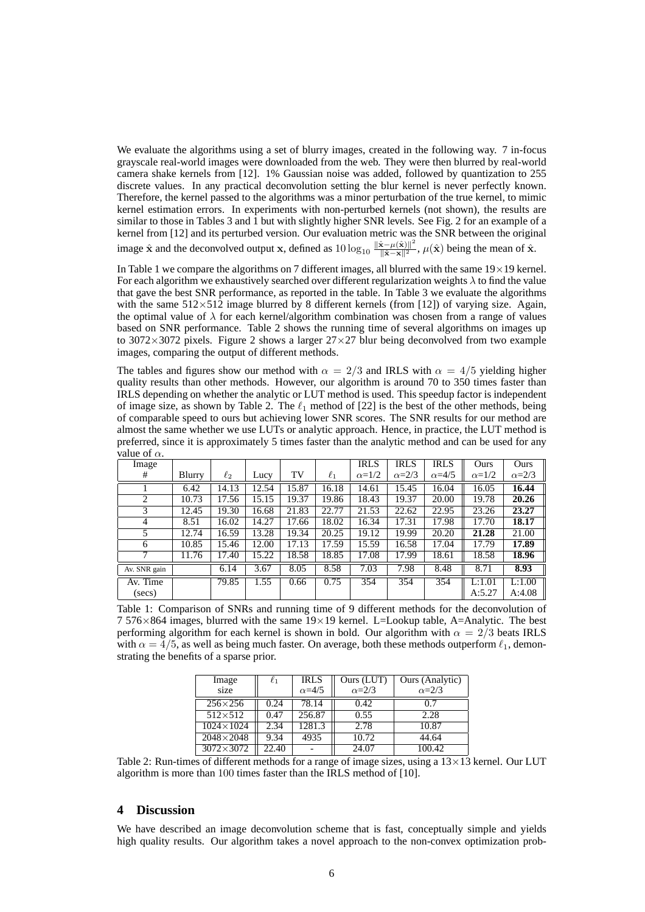We evaluate the algorithms using a set of blurry images, created in the following way. 7 in-focus grayscale real-world images were downloaded from the web. They were then blurred by real-world camera shake kernels from [12]. 1% Gaussian noise was added, followed by quantization to 255 discrete values. In any practical deconvolution setting the blur kernel is never perfectly known. Therefore, the kernel passed to the algorithms was a minor perturbation of the true kernel, to mimic kernel estimation errors. In experiments with non-perturbed kernels (not shown), the results are similar to those in Tables 3 and 1 but with slightly higher SNR levels. See Fig. 2 for an example of a kernel from [12] and its perturbed version. Our evaluation metric was the SNR between the original image $\hat{\mathbf{x}}$ and the deconvolved output $\mathbf{x}$, defined as $10 \log_{10} \frac{\|\hat{\mathbf{x}} - \mu(\hat{\mathbf{x}})\|^2}{\|\hat{\mathbf{x}} - \mathbf{x}\|^2}$, $\mu(\hat{\mathbf{x}})$ being the mean of $\hat{\mathbf{x}}$.

In Table 1 we compare the algorithms on 7 different images, all blurred with the same $19 \times 19$ kernel. For each algorithm we exhaustively searched over different regularization weights $\lambda$ to find the value that gave the best SNR performance, as reported in the table. In Table 3 we evaluate the algorithms with the same $512 \times 512$ image blurred by 8 different kernels (from [12]) of varying size. Again, the optimal value of $\lambda$ for each kernel/algorithm combination was chosen from a range of values based on SNR performance. Table 2 shows the running time of several algorithms on images up to $3072 \times 3072$ pixels. Figure 2 shows a larger $27 \times 27$ blur being deconvolved from two example images, comparing the output of different methods.

The tables and figures show our method with $\alpha = 2/3$ and IRLS with $\alpha = 4/5$ yielding higher quality results than other methods. However, our algorithm is around 70 to 350 times faster than IRLS depending on whether the analytic or LUT method is used. This speedup factor is independent of image size, as shown by Table 2. The $\ell_1$ method of [22] is the best of the other methods, being of comparable speed to ours but achieving lower SNR scores. The SNR results for our method are almost the same whether we use LUTs or analytic approach. Hence, in practice, the LUT method is preferred, since it is approximately 5 times faster than the analytic method and can be used for any value of $\alpha$.

| Image # | Blurry | $\ell_2$ | Lucy | TV | $\ell_1$ | IRLS $\alpha$=1/2 | IRLS $\alpha$=2/3 | IRLS $\alpha$=4/5 | Ours $\alpha$=1/2 | Ours $\alpha$=2/3 |
|---|---|---|---|---|---|---|---|---|---|---|
| 1 | 6.42 | 14.13 | 12.54 | 15.87 | 16.18 | 14.61 | 15.45 | 16.04 | 16.05 | **16.44** |
| 2 | 10.73 | 17.56 | 15.15 | 19.37 | 19.86 | 18.43 | 19.37 | 20.00 | 19.78 | **20.26** |
| 3 | 12.45 | 19.30 | 16.68 | 21.83 | 22.77 | 21.53 | 22.62 | 22.95 | 23.26 | **23.27** |
| 4 | 8.51 | 16.02 | 14.27 | 17.66 | 18.02 | 16.34 | 17.31 | 17.98 | 17.70 | **18.17** |
| 5 | 12.74 | 16.59 | 13.28 | 19.34 | 20.25 | 19.12 | 19.99 | 20.20 | **21.28** | 21.00 |
| 6 | 10.85 | 15.46 | 12.00 | 17.13 | 17.59 | 15.59 | 16.58 | 17.04 | 17.79 | **17.89** |
| 7 | 11.76 | 17.40 | 15.22 | 18.58 | 18.85 | 17.08 | 17.99 | 18.61 | 18.58 | **18.96** |
| Av. SNR gain | | 6.14 | 3.67 | 8.05 | 8.58 | 7.03 | 7.98 | 8.48 | 8.71 | **8.93** |
| Av. Time (secs) | | 79.85 | 1.55 | 0.66 | 0.75 | 354 | 354 | 354 | L:1.01 A:5.27 | L:1.00 A:4.08 |

Table 1: Comparison of SNRs and running time of 9 different methods for the deconvolution of 7 $576 \times 864$ images, blurred with the same $19 \times 19$ kernel. L=Lookup table, A=Analytic. The best performing algorithm for each kernel is shown in bold. Our algorithm with $\alpha = 2/3$ beats IRLS with $\alpha = 4/5$, as well as being much faster. On average, both these methods outperform $\ell_1$, demonstrating the benefits of a sparse prior.

| Image size | $\ell_1$ | IRLS $\alpha$=4/5 | Ours (LUT) $\alpha$=2/3 | Ours (Analytic) $\alpha$=2/3 |
|---|---|---|---|---|
| $256 \times 256$ | 0.24 | 78.14 | 0.42 | 0.7 |
| $512 \times 512$ | 0.47 | 256.87 | 0.55 | 2.28 |
| $1024 \times 1024$ | 2.34 | 1281.3 | 2.78 | 10.87 |
| $2048 \times 2048$ | 9.34 | 4935 | 10.72 | 44.64 |
| $3072 \times 3072$ | 22.40 | - | 24.07 | 100.42 |

Table 2: Run-times of different methods for a range of image sizes, using a $13 \times 13$ kernel. Our LUT algorithm is more than 100 times faster than the IRLS method of [10].

## 4 Discussion

We have described an image deconvolution scheme that is fast, conceptually simple and yields high quality results. Our algorithm takes a novel approach to the non-convex optimization prob-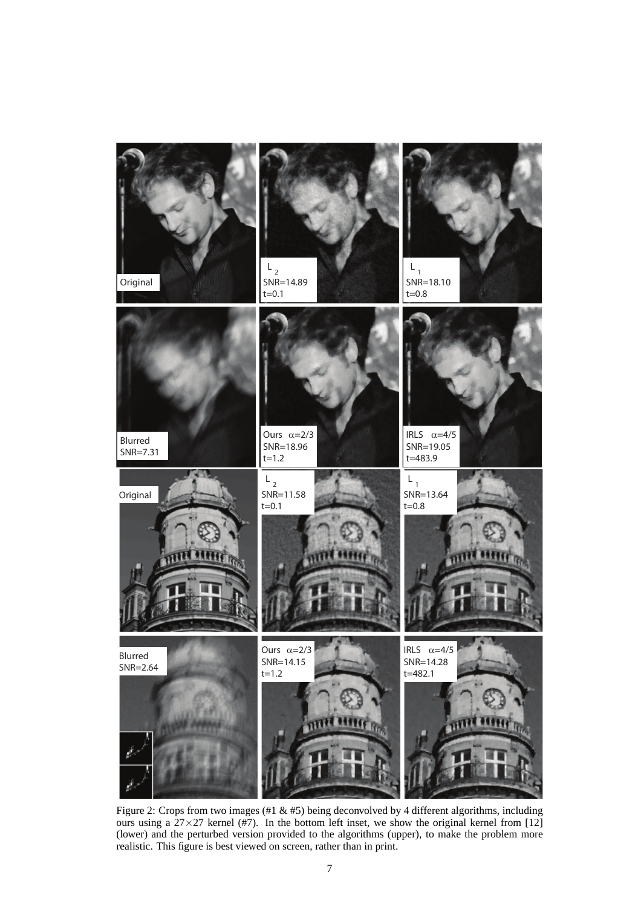Figure 2: Crops from two images (#1 & #5) being deconvolved by 4 different algorithms, including ours using a $27\times27$ kernel (#7). In the bottom left inset, we show the original kernel from [12] (lower) and the perturbed version provided to the algorithms (upper), to make the problem more realistic. This figure is best viewed on screen, rather than in print.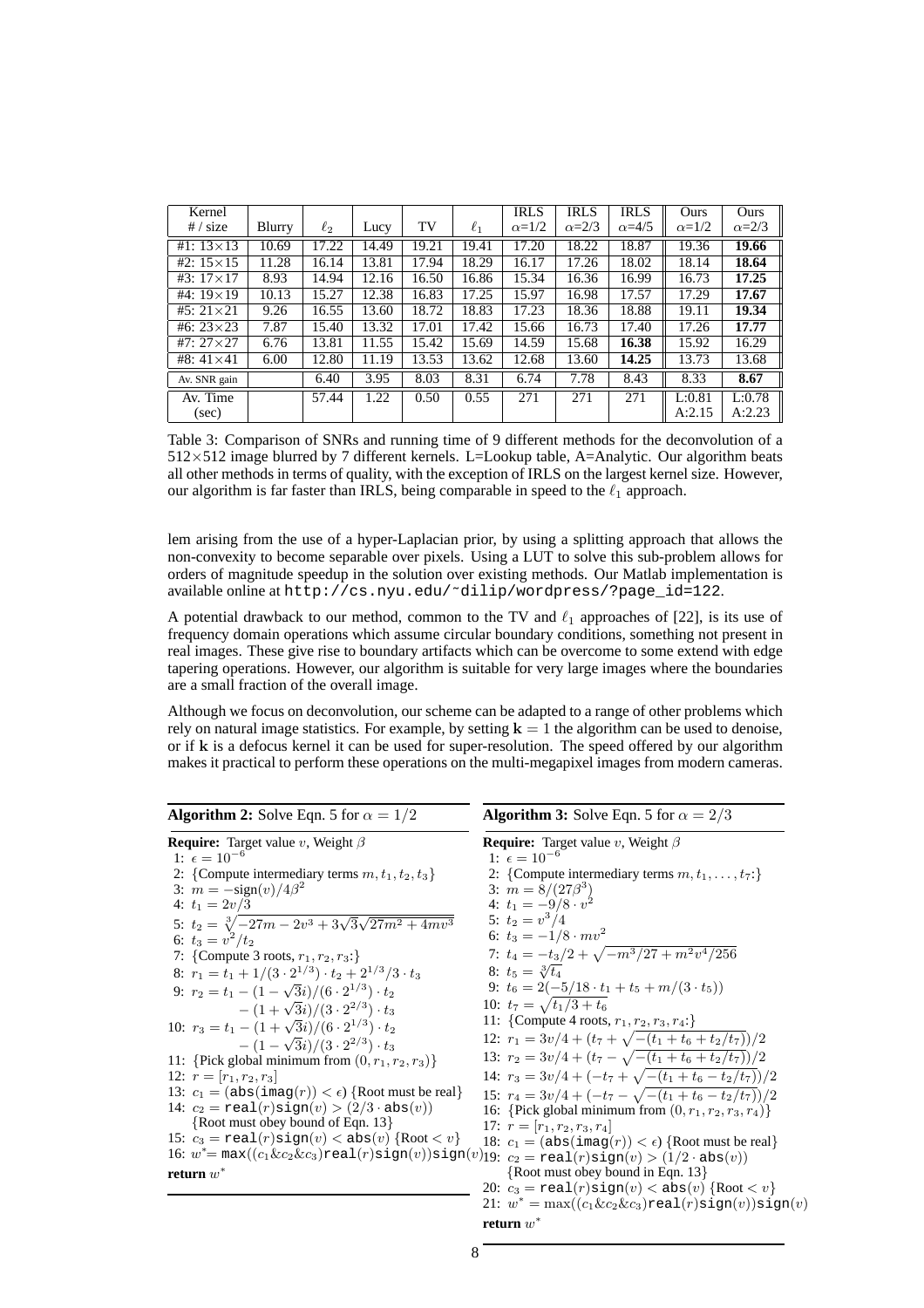| Kernel # / size | Blurry | $\ell_2$ | Lucy | TV | $\ell_1$ | IRLS $\alpha$=1/2 | IRLS $\alpha$=2/3 | IRLS $\alpha$=4/5 | Ours $\alpha$=1/2 | Ours $\alpha$=2/3 |
|---|---|---|---|---|---|---|---|---|---|---|
| #1: 13×13 | 10.69 | 17.22 | 14.49 | 19.21 | 19.41 | 17.20 | 18.22 | 18.87 | 19.36 | **19.66** |
| #2: 15×15 | 11.28 | 16.14 | 13.81 | 17.94 | 18.29 | 16.17 | 17.26 | 18.02 | 18.14 | **18.64** |
| #3: 17×17 | 8.93 | 14.94 | 12.16 | 16.50 | 16.86 | 15.34 | 16.36 | 16.99 | 16.73 | **17.25** |
| #4: 19×19 | 10.13 | 15.27 | 12.38 | 16.83 | 17.25 | 15.97 | 16.98 | 17.57 | 17.29 | **17.67** |
| #5: 21×21 | 9.26 | 16.55 | 13.60 | 18.72 | 18.83 | 17.23 | 18.36 | 18.88 | 19.11 | **19.34** |
| #6: 23×23 | 7.87 | 15.40 | 13.32 | 17.01 | 17.42 | 15.66 | 16.73 | 17.40 | 17.26 | **17.77** |
| #7: 27×27 | 6.76 | 13.81 | 11.55 | 15.42 | 15.69 | 14.59 | 15.68 | **16.38** | 15.92 | 16.29 |
| #8: 41×41 | 6.00 | 12.80 | 11.19 | 13.53 | 13.62 | 12.68 | 13.60 | **14.25** | 13.73 | 13.68 |
| Av. SNR gain | | 6.40 | 3.95 | 8.03 | 8.31 | 6.74 | 7.78 | 8.43 | 8.33 | **8.67** |
| Av. Time (sec) | | 57.44 | 1.22 | 0.50 | 0.55 | 271 | 271 | 271 | L:0.81 A:2.15 | L:0.78 A:2.23 |

Table 3: Comparison of SNRs and running time of 9 different methods for the deconvolution of a 512×512 image blurred by 7 different kernels. L=Lookup table, A=Analytic. Our algorithm beats all other methods in terms of quality, with the exception of IRLS on the largest kernel size. However, our algorithm is far faster than IRLS, being comparable in speed to the $\ell_1$ approach.

lem arising from the use of a hyper-Laplacian prior, by using a splitting approach that allows the non-convexity to become separable over pixels. Using a LUT to solve this sub-problem allows for orders of magnitude speedup in the solution over existing methods. Our Matlab implementation is available online at http://cs.nyu.edu/~dilip/wordpress/?page_id=122.

A potential drawback to our method, common to the TV and $\ell_1$ approaches of [22], is its use of frequency domain operations which assume circular boundary conditions, something not present in real images. These give rise to boundary artifacts which can be overcome to some extend with edge tapering operations. However, our algorithm is suitable for very large images where the boundaries are a small fraction of the overall image.

Although we focus on deconvolution, our scheme can be adapted to a range of other problems which rely on natural image statistics. For example, by setting $\mathbf{k} = 1$ the algorithm can be used to denoise, or if $\mathbf{k}$ is a defocus kernel it can be used for super-resolution. The speed offered by our algorithm makes it practical to perform these operations on the multi-megapixel images from modern cameras.

**Algorithm 2:** Solve Eqn. 5 for $\alpha = 1/2$

**Require:** Target value $v$, Weight $\beta$

1: $\epsilon = 10^{-6}$
2: {Compute intermediary terms $m, t_1, t_2, t_3$}
3: $m = -\text{sign}(v)/4\beta^2$
4: $t_1 = 2v/3$
5: $t_2 = \sqrt[3]{-27m - 2v^3 + 3\sqrt{3}\sqrt{27m^2 + 4mv^3}}$
6: $t_3 = v^2/t_2$
7: {Compute 3 roots, $r_1, r_2, r_3$:}
8: $r_1 = t_1 + 1/(3 \cdot 2^{1/3}) \cdot t_2 + 2^{1/3}/3 \cdot t_3$
9: $r_2 = t_1 - (1 - \sqrt{3}i)/(6 \cdot 2^{1/3}) \cdot t_2 - (1 + \sqrt{3}i)/(3 \cdot 2^{2/3}) \cdot t_3$
10: $r_3 = t_1 - (1 + \sqrt{3}i)/(6 \cdot 2^{1/3}) \cdot t_2 - (1 - \sqrt{3}i)/(3 \cdot 2^{2/3}) \cdot t_3$
11: {Pick global minimum from $(0, r_1, r_2, r_3)$}
12: $r = [r_1, r_2, r_3]$
13: $c_1 = (\texttt{abs}(\texttt{imag}(r)) < \epsilon)$ {Root must be real}
14: $c_2 = \texttt{real}(r)\texttt{sign}(v) > (2/3 \cdot \texttt{abs}(v))$ {Root must obey bound of Eqn. 13}
15: $c_3 = \texttt{real}(r)\texttt{sign}(v) < \texttt{abs}(v)$ {Root $< v$}
16: $w^* = \texttt{max}((c_1 \& c_2 \& c_3)\texttt{real}(r)\texttt{sign}(v))\texttt{sign}(v)$

**return** $w^*$

**Algorithm 3:** Solve Eqn. 5 for $\alpha = 2/3$

**Require:** Target value $v$, Weight $\beta$

1: $\epsilon = 10^{-6}$
2: {Compute intermediary terms $m, t_1, \ldots, t_7$:}
3: $m = 8/(27\beta^3)$
4: $t_1 = -9/8 \cdot v^2$
5: $t_2 = v^3/4$
6: $t_3 = -1/8 \cdot mv^2$
7: $t_4 = -t_3/2 + \sqrt{-m^3/27 + m^2v^4/256}$
8: $t_5 = \sqrt[3]{t_4}$
9: $t_6 = 2(-5/18 \cdot t_1 + t_5 + m/(3 \cdot t_5))$
10: $t_7 = \sqrt{t_1/3 + t_6}$
11: {Compute 4 roots, $r_1, r_2, r_3, r_4$:}
12: $r_1 = 3v/4 + (t_7 + \sqrt{-(t_1 + t_6 + t_2/t_7)})/2$
13: $r_2 = 3v/4 + (t_7 - \sqrt{-(t_1 + t_6 + t_2/t_7)})/2$
14: $r_3 = 3v/4 + (-t_7 + \sqrt{-(t_1 + t_6 - t_2/t_7)})/2$
15: $r_4 = 3v/4 + (-t_7 - \sqrt{-(t_1 + t_6 - t_2/t_7)})/2$
16: {Pick global minimum from $(0, r_1, r_2, r_3, r_4)$}
17: $r = [r_1, r_2, r_3, r_4]$
18: $c_1 = (\texttt{abs}(\texttt{imag}(r)) < \epsilon)$ {Root must be real}
19: $c_2 = \texttt{real}(r)\texttt{sign}(v) > (1/2 \cdot \texttt{abs}(v))$ {Root must obey bound in Eqn. 13}
20: $c_3 = \texttt{real}(r)\texttt{sign}(v) < \texttt{abs}(v)$ {Root $< v$}
21: $w^* = \max((c_1 \& c_2 \& c_3)\texttt{real}(r)\texttt{sign}(v))\texttt{sign}(v)$

**return** $w^*$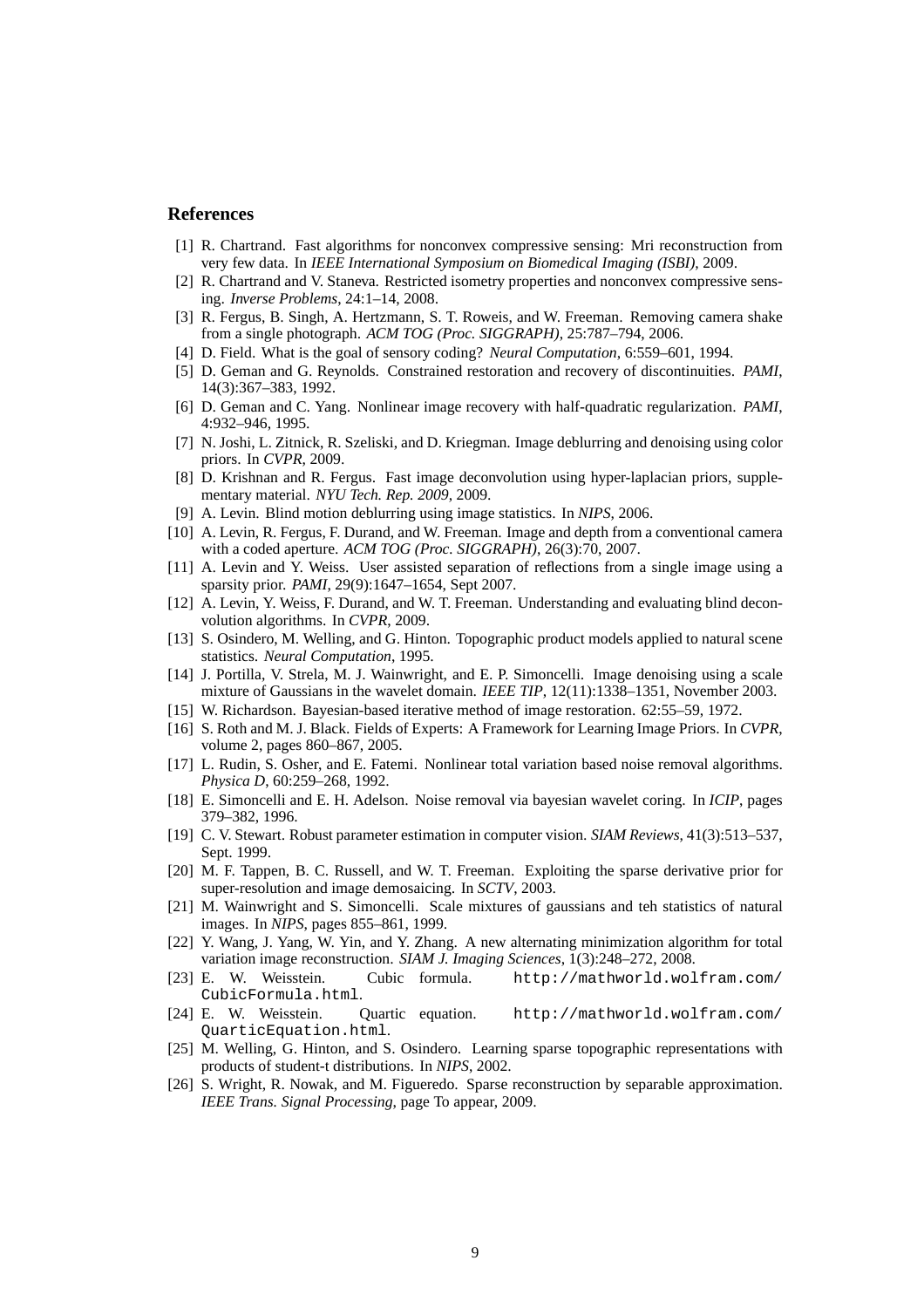## References

[1] R. Chartrand. Fast algorithms for nonconvex compressive sensing: Mri reconstruction from very few data. In *IEEE International Symposium on Biomedical Imaging (ISBI)*, 2009.

[2] R. Chartrand and V. Staneva. Restricted isometry properties and nonconvex compressive sensing. *Inverse Problems*, 24:1–14, 2008.

[3] R. Fergus, B. Singh, A. Hertzmann, S. T. Roweis, and W. Freeman. Removing camera shake from a single photograph. *ACM TOG (Proc. SIGGRAPH)*, 25:787–794, 2006.

[4] D. Field. What is the goal of sensory coding? *Neural Computation*, 6:559–601, 1994.

[5] D. Geman and G. Reynolds. Constrained restoration and recovery of discontinuities. *PAMI*, 14(3):367–383, 1992.

[6] D. Geman and C. Yang. Nonlinear image recovery with half-quadratic regularization. *PAMI*, 4:932–946, 1995.

[7] N. Joshi, L. Zitnick, R. Szeliski, and D. Kriegman. Image deblurring and denoising using color priors. In *CVPR*, 2009.

[8] D. Krishnan and R. Fergus. Fast image deconvolution using hyper-laplacian priors, supplementary material. *NYU Tech. Rep. 2009*, 2009.

[9] A. Levin. Blind motion deblurring using image statistics. In *NIPS*, 2006.

[10] A. Levin, R. Fergus, F. Durand, and W. Freeman. Image and depth from a conventional camera with a coded aperture. *ACM TOG (Proc. SIGGRAPH)*, 26(3):70, 2007.

[11] A. Levin and Y. Weiss. User assisted separation of reflections from a single image using a sparsity prior. *PAMI*, 29(9):1647–1654, Sept 2007.

[12] A. Levin, Y. Weiss, F. Durand, and W. T. Freeman. Understanding and evaluating blind deconvolution algorithms. In *CVPR*, 2009.

[13] S. Osindero, M. Welling, and G. Hinton. Topographic product models applied to natural scene statistics. *Neural Computation*, 1995.

[14] J. Portilla, V. Strela, M. J. Wainwright, and E. P. Simoncelli. Image denoising using a scale mixture of Gaussians in the wavelet domain. *IEEE TIP*, 12(11):1338–1351, November 2003.

[15] W. Richardson. Bayesian-based iterative method of image restoration. 62:55–59, 1972.

[16] S. Roth and M. J. Black. Fields of Experts: A Framework for Learning Image Priors. In *CVPR*, volume 2, pages 860–867, 2005.

[17] L. Rudin, S. Osher, and E. Fatemi. Nonlinear total variation based noise removal algorithms. *Physica D*, 60:259–268, 1992.

[18] E. Simoncelli and E. H. Adelson. Noise removal via bayesian wavelet coring. In *ICIP*, pages 379–382, 1996.

[19] C. V. Stewart. Robust parameter estimation in computer vision. *SIAM Reviews*, 41(3):513–537, Sept. 1999.

[20] M. F. Tappen, B. C. Russell, and W. T. Freeman. Exploiting the sparse derivative prior for super-resolution and image demosaicing. In *SCTV*, 2003.

[21] M. Wainwright and S. Simoncelli. Scale mixtures of gaussians and teh statistics of natural images. In *NIPS*, pages 855–861, 1999.

[22] Y. Wang, J. Yang, W. Yin, and Y. Zhang. A new alternating minimization algorithm for total variation image reconstruction. *SIAM J. Imaging Sciences*, 1(3):248–272, 2008.

[23] E. W. Weisstein. Cubic formula. `http://mathworld.wolfram.com/CubicFormula.html`.

[24] E. W. Weisstein. Quartic equation. `http://mathworld.wolfram.com/QuarticEquation.html`.

[25] M. Welling, G. Hinton, and S. Osindero. Learning sparse topographic representations with products of student-t distributions. In *NIPS*, 2002.

[26] S. Wright, R. Nowak, and M. Figueredo. Sparse reconstruction by separable approximation. *IEEE Trans. Signal Processing*, page To appear, 2009.